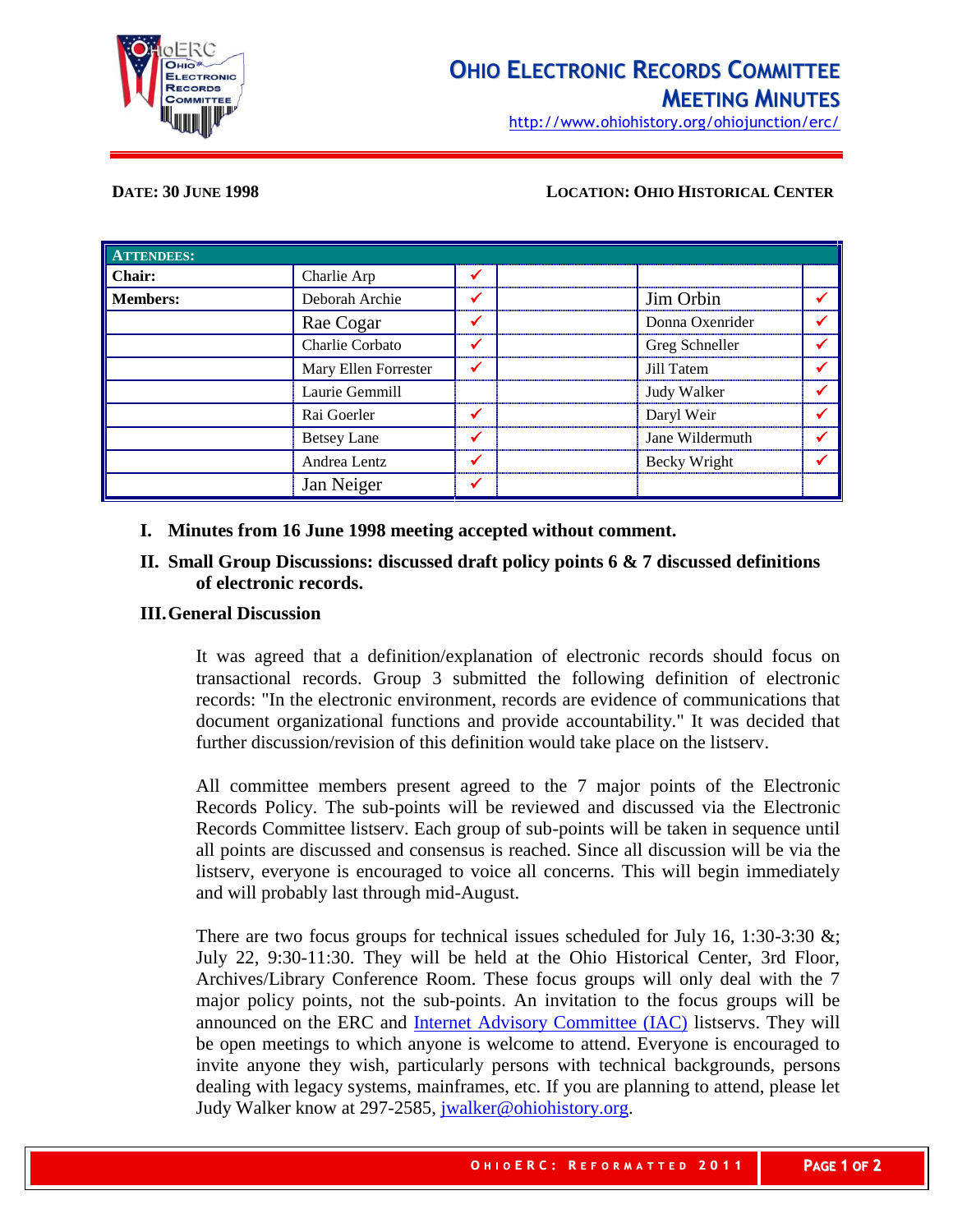# Ohio Electronic Records Committee
## Meeting Minutes

http://www.ohiohistory.org/ohiojunction/erc/

**DATE: 30 JUNE 1998** **LOCATION: OHIO HISTORICAL CENTER**

| ATTENDEES: | | | | | |
|---|---|---|---|---|---|
| **Chair:** | Charlie Arp | ✔ | | | |
| **Members:** | Deborah Archie | ✔ | | Jim Orbin | ✔ |
| | Rae Cogar | ✔ | | Donna Oxenrider | ✔ |
| | Charlie Corbato | ✔ | | Greg Schneller | ✔ |
| | Mary Ellen Forrester | ✔ | | Jill Tatem | ✔ |
| | Laurie Gemmill | | | Judy Walker | ✔ |
| | Rai Goerler | ✔ | | Daryl Weir | ✔ |
| | Betsey Lane | ✔ | | Jane Wildermuth | ✔ |
| | Andrea Lentz | ✔ | | Becky Wright | ✔ |
| | Jan Neiger | ✔ | | | |

**I. Minutes from 16 June 1998 meeting accepted without comment.**

**II. Small Group Discussions: discussed draft policy points 6 & 7 discussed definitions of electronic records.**

**III. General Discussion**

It was agreed that a definition/explanation of electronic records should focus on transactional records. Group 3 submitted the following definition of electronic records: "In the electronic environment, records are evidence of communications that document organizational functions and provide accountability." It was decided that further discussion/revision of this definition would take place on the listserv.

All committee members present agreed to the 7 major points of the Electronic Records Policy. The sub-points will be reviewed and discussed via the Electronic Records Committee listserv. Each group of sub-points will be taken in sequence until all points are discussed and consensus is reached. Since all discussion will be via the listserv, everyone is encouraged to voice all concerns. This will begin immediately and will probably last through mid-August.

There are two focus groups for technical issues scheduled for July 16, 1:30-3:30 &; July 22, 9:30-11:30. They will be held at the Ohio Historical Center, 3rd Floor, Archives/Library Conference Room. These focus groups will only deal with the 7 major policy points, not the sub-points. An invitation to the focus groups will be announced on the ERC and Internet Advisory Committee (IAC) listservs. They will be open meetings to which anyone is welcome to attend. Everyone is encouraged to invite anyone they wish, particularly persons with technical backgrounds, persons dealing with legacy systems, mainframes, etc. If you are planning to attend, please let Judy Walker know at 297-2585, jwalker@ohiohistory.org.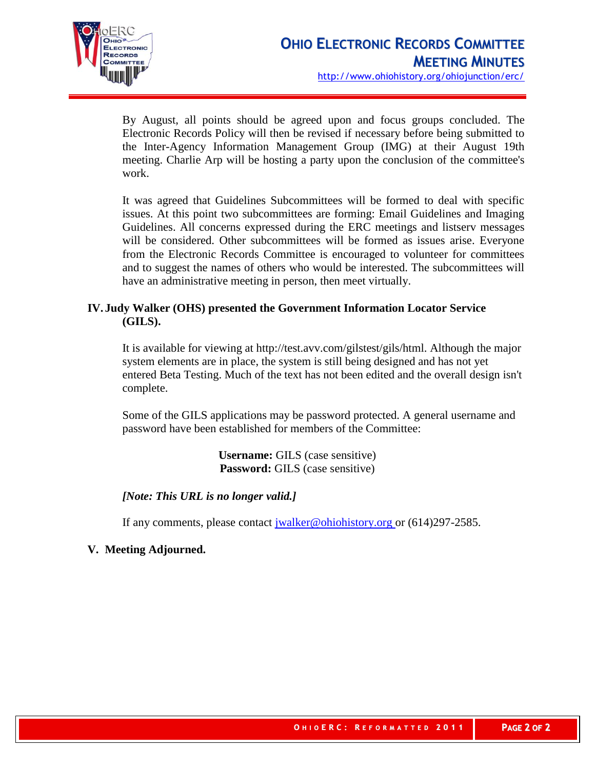By August, all points should be agreed upon and focus groups concluded. The Electronic Records Policy will then be revised if necessary before being submitted to the Inter-Agency Information Management Group (IMG) at their August 19th meeting. Charlie Arp will be hosting a party upon the conclusion of the committee's work.

It was agreed that Guidelines Subcommittees will be formed to deal with specific issues. At this point two subcommittees are forming: Email Guidelines and Imaging Guidelines. All concerns expressed during the ERC meetings and listserv messages will be considered. Other subcommittees will be formed as issues arise. Everyone from the Electronic Records Committee is encouraged to volunteer for committees and to suggest the names of others who would be interested. The subcommittees will have an administrative meeting in person, then meet virtually.

## IV. Judy Walker (OHS) presented the Government Information Locator Service (GILS).

It is available for viewing at http://test.avv.com/gilstest/gils/html. Although the major system elements are in place, the system is still being designed and has not yet entered Beta Testing. Much of the text has not been edited and the overall design isn't complete.

Some of the GILS applications may be password protected. A general username and password have been established for members of the Committee:

**Username:** GILS (case sensitive)
**Password:** GILS (case sensitive)

***[Note: This URL is no longer valid.]***

If any comments, please contact jwalker@ohiohistory.org or (614)297-2585.

## V. Meeting Adjourned.